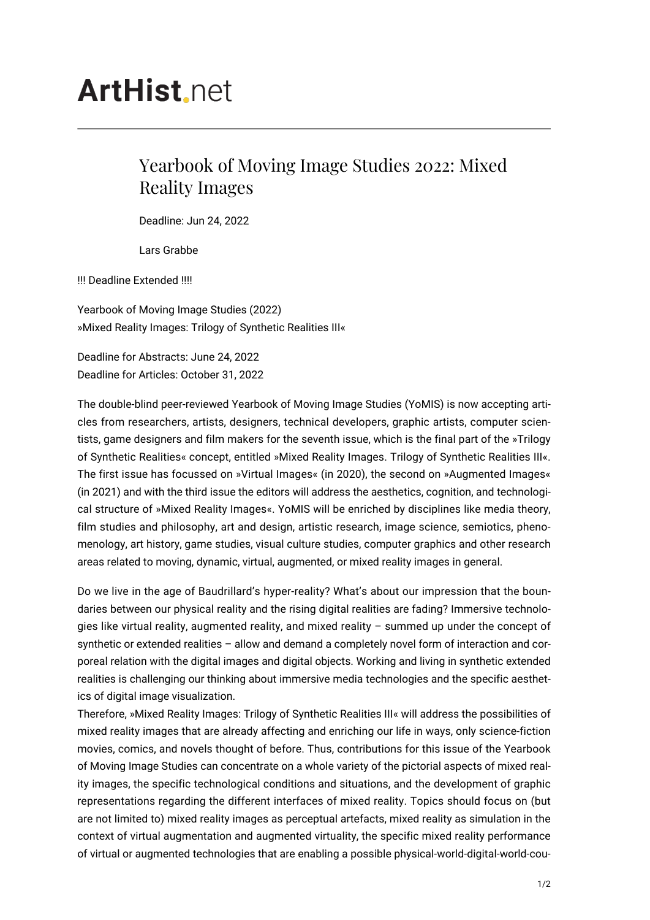ArtHist.net

# Yearbook of Moving Image Studies 2022: Mixed Reality Images

Deadline: Jun 24, 2022

Lars Grabbe

!!! Deadline Extended !!!!

Yearbook of Moving Image Studies (2022)
»Mixed Reality Images: Trilogy of Synthetic Realities III«

Deadline for Abstracts: June 24, 2022
Deadline for Articles: October 31, 2022

The double-blind peer-reviewed Yearbook of Moving Image Studies (YoMIS) is now accepting articles from researchers, artists, designers, technical developers, graphic artists, computer scientists, game designers and film makers for the seventh issue, which is the final part of the »Trilogy of Synthetic Realities« concept, entitled »Mixed Reality Images. Trilogy of Synthetic Realities III«. The first issue has focussed on »Virtual Images« (in 2020), the second on »Augmented Images« (in 2021) and with the third issue the editors will address the aesthetics, cognition, and technological structure of »Mixed Reality Images«. YoMIS will be enriched by disciplines like media theory, film studies and philosophy, art and design, artistic research, image science, semiotics, phenomenology, art history, game studies, visual culture studies, computer graphics and other research areas related to moving, dynamic, virtual, augmented, or mixed reality images in general.

Do we live in the age of Baudrillard's hyper-reality? What's about our impression that the boundaries between our physical reality and the rising digital realities are fading? Immersive technologies like virtual reality, augmented reality, and mixed reality – summed up under the concept of synthetic or extended realities – allow and demand a completely novel form of interaction and corporeal relation with the digital images and digital objects. Working and living in synthetic extended realities is challenging our thinking about immersive media technologies and the specific aesthetics of digital image visualization.
Therefore, »Mixed Reality Images: Trilogy of Synthetic Realities III« will address the possibilities of mixed reality images that are already affecting and enriching our life in ways, only science-fiction movies, comics, and novels thought of before. Thus, contributions for this issue of the Yearbook of Moving Image Studies can concentrate on a whole variety of the pictorial aspects of mixed reality images, the specific technological conditions and situations, and the development of graphic representations regarding the different interfaces of mixed reality. Topics should focus on (but are not limited to) mixed reality images as perceptual artefacts, mixed reality as simulation in the context of virtual augmentation and augmented virtuality, the specific mixed reality performance of virtual or augmented technologies that are enabling a possible physical-world-digital-world-cou-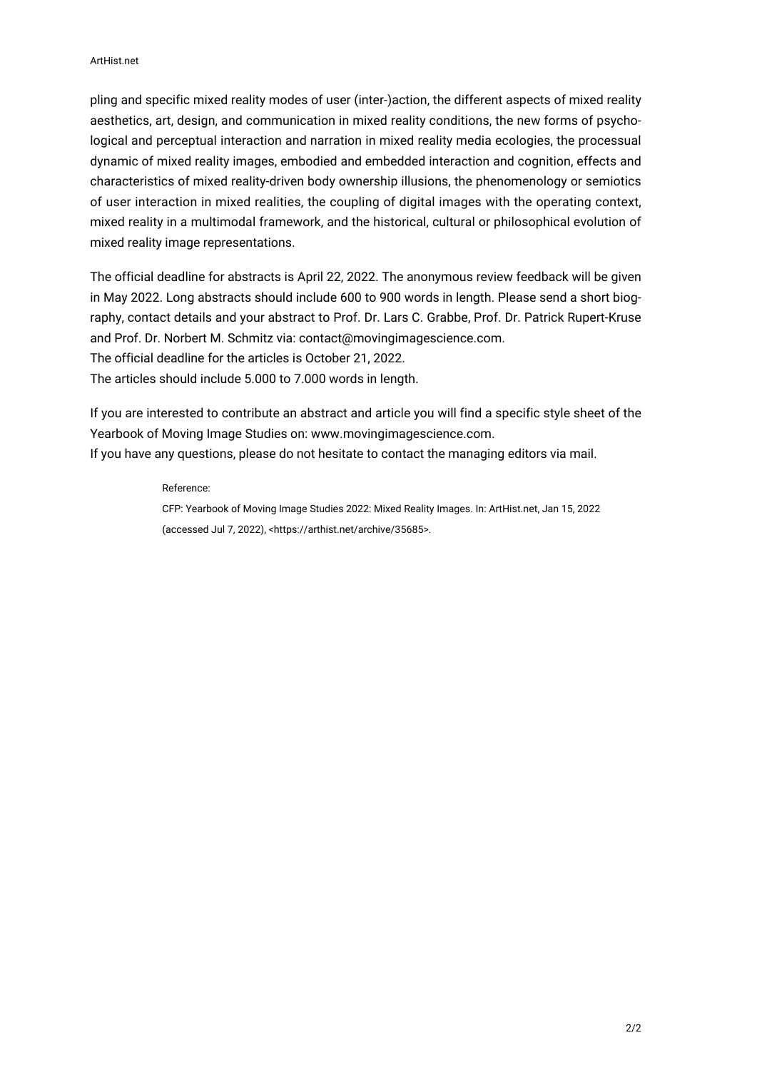pling and specific mixed reality modes of user (inter-)action, the different aspects of mixed reality aesthetics, art, design, and communication in mixed reality conditions, the new forms of psychological and perceptual interaction and narration in mixed reality media ecologies, the processual dynamic of mixed reality images, embodied and embedded interaction and cognition, effects and characteristics of mixed reality-driven body ownership illusions, the phenomenology or semiotics of user interaction in mixed realities, the coupling of digital images with the operating context, mixed reality in a multimodal framework, and the historical, cultural or philosophical evolution of mixed reality image representations.

The official deadline for abstracts is April 22, 2022. The anonymous review feedback will be given in May 2022. Long abstracts should include 600 to 900 words in length. Please send a short biography, contact details and your abstract to Prof. Dr. Lars C. Grabbe, Prof. Dr. Patrick Rupert-Kruse and Prof. Dr. Norbert M. Schmitz via: contact@movingimagescience.com.
The official deadline for the articles is October 21, 2022.
The articles should include 5.000 to 7.000 words in length.

If you are interested to contribute an abstract and article you will find a specific style sheet of the Yearbook of Moving Image Studies on: www.movingimagescience.com.
If you have any questions, please do not hesitate to contact the managing editors via mail.

Reference:
CFP: Yearbook of Moving Image Studies 2022: Mixed Reality Images. In: ArtHist.net, Jan 15, 2022 (accessed Jul 7, 2022), <https://arthist.net/archive/35685>.